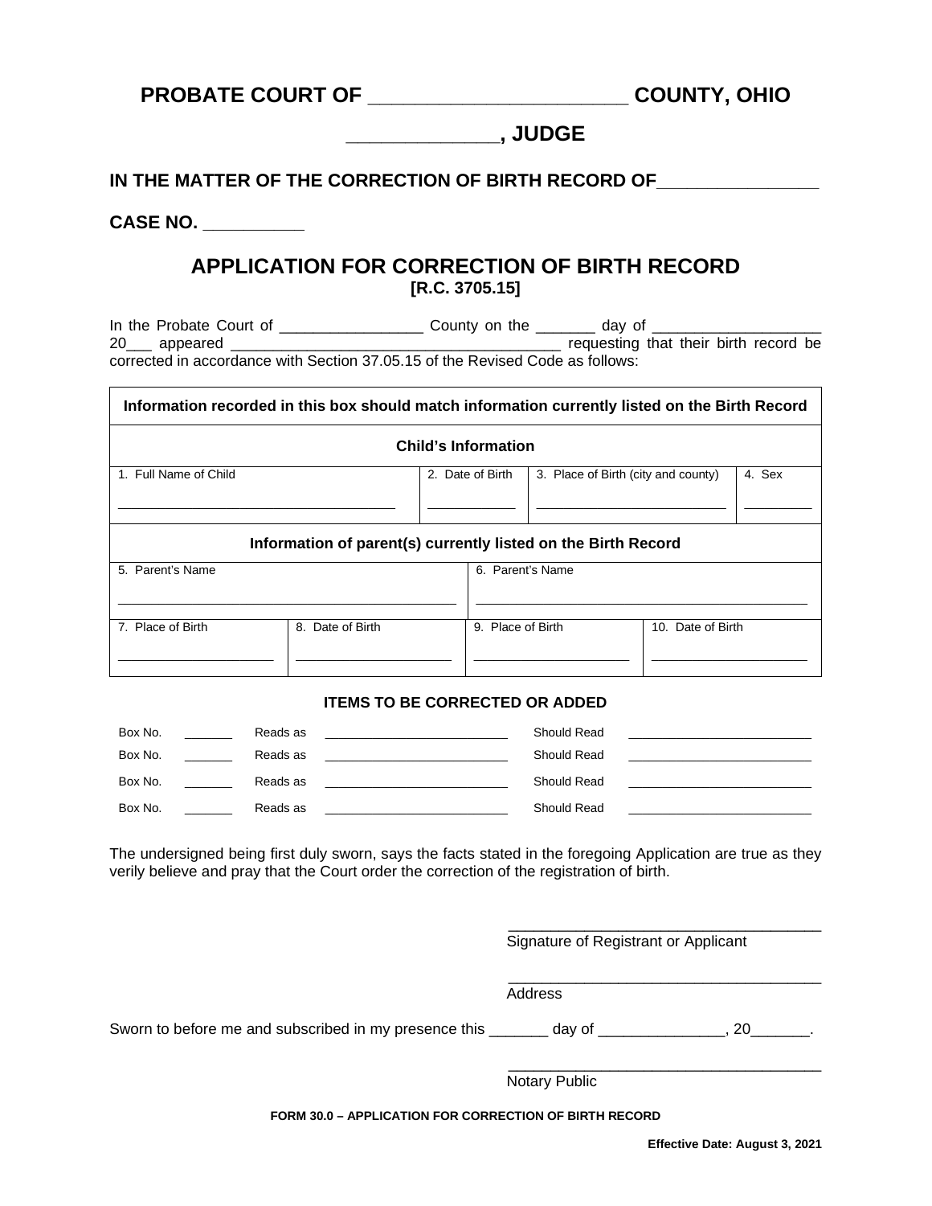# PROBATE COURT OF _______________________ COUNTY, OHIO

## _____________, JUDGE

**IN THE MATTER OF THE CORRECTION OF BIRTH RECORD OF_______________**

**CASE NO. __________**

## APPLICATION FOR CORRECTION OF BIRTH RECORD

**[R.C. 3705.15]**

In the Probate Court of _________________ County on the _______ day of ___________________ 20___ appeared _______________________________________ requesting that their birth record be corrected in accordance with Section 37.05.15 of the Revised Code as follows:

| **Information recorded in this box should match information currently listed on the Birth Record** | | | |
|---|---|---|---|
| **Child's Information** | | | |
| 1. Full Name of Child<br>___________________________________ | 2. Date of Birth<br>___________ | 3. Place of Birth (city and county)<br>_________________________ | 4. Sex<br>_________ |
| **Information of parent(s) currently listed on the Birth Record** | | | |
| 5. Parent's Name<br>____________________________________________ | | 6. Parent's Name<br>____________________________________________ | |
| 7. Place of Birth<br>____________________ | 8. Date of Birth<br>____________________ | 9. Place of Birth<br>____________________ | 10. Date of Birth<br>____________________ |

**ITEMS TO BE CORRECTED OR ADDED**

| Box No. | | Reads as | | Should Read | |
|---|---|---|---|---|---|
| Box No. | _______ | Reads as | _________________________ | Should Read | _________________________ |
| Box No. | _______ | Reads as | _________________________ | Should Read | _________________________ |
| Box No. | _______ | Reads as | _________________________ | Should Read | _________________________ |
| Box No. | _______ | Reads as | _________________________ | Should Read | _________________________ |

The undersigned being first duly sworn, says the facts stated in the foregoing Application are true as they verily believe and pray that the Court order the correction of the registration of birth.

_____________________________________
Signature of Registrant or Applicant

_____________________________________
Address

Sworn to before me and subscribed in my presence this _______ day of _______________, 20_______.

_____________________________________
Notary Public

**FORM 30.0 – APPLICATION FOR CORRECTION OF BIRTH RECORD**

**Effective Date: August 3, 2021**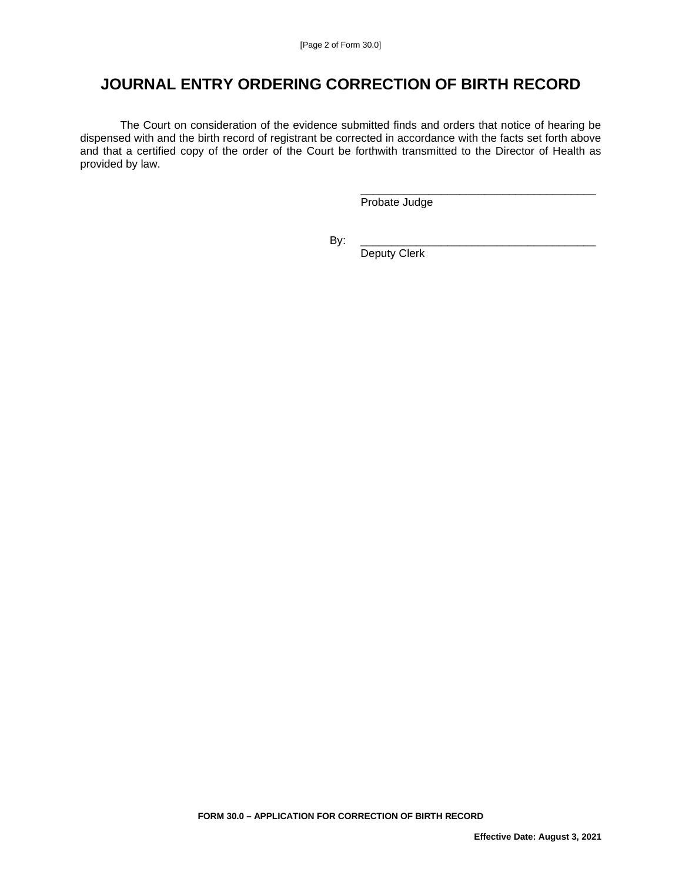# JOURNAL ENTRY ORDERING CORRECTION OF BIRTH RECORD

The Court on consideration of the evidence submitted finds and orders that notice of hearing be dispensed with and the birth record of registrant be corrected in accordance with the facts set forth above and that a certified copy of the order of the Court be forthwith transmitted to the Director of Health as provided by law.

_______________________________________
Probate Judge

By: _______________________________________
Deputy Clerk

**FORM 30.0 – APPLICATION FOR CORRECTION OF BIRTH RECORD**

**Effective Date: August 3, 2021**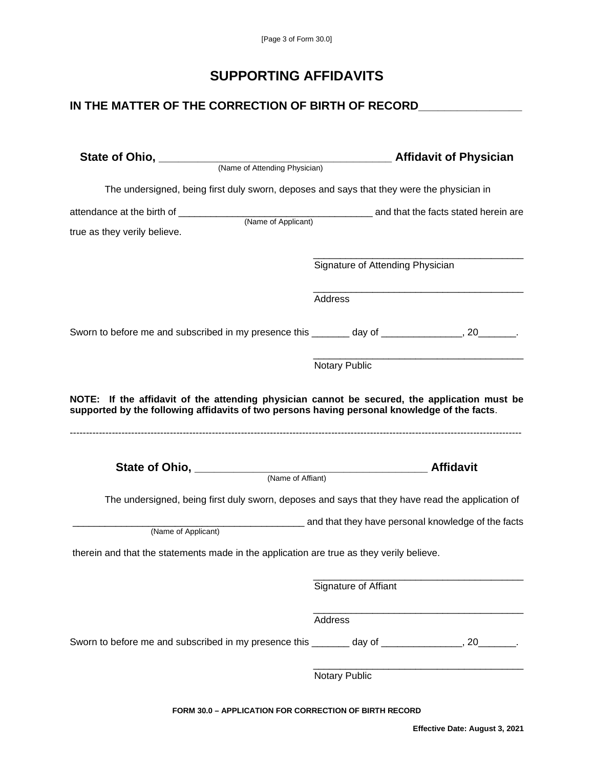# SUPPORTING AFFIDAVITS

## IN THE MATTER OF THE CORRECTION OF BIRTH OF RECORD________________

**State of Ohio, ______________________________________ Affidavit of Physician**
(Name of Attending Physician)

The undersigned, being first duly sworn, deposes and says that they were the physician in attendance at the birth of ___________________________________ and that the facts stated herein are true as they verily believe.
(Name of Applicant)

_______________________________________
Signature of Attending Physician

_______________________________________
Address

Sworn to before me and subscribed in my presence this _______ day of _______________, 20_______.

_______________________________________
Notary Public

**NOTE: If the affidavit of the attending physician cannot be secured, the application must be supported by the following affidavits of two persons having personal knowledge of the facts**.

---

**State of Ohio, ______________________________________ Affidavit**
(Name of Affiant)

The undersigned, being first duly sworn, deposes and says that they have read the application of

___________________________________________ and that they have personal knowledge of the facts
(Name of Applicant)

therein and that the statements made in the application are true as they verily believe.

_______________________________________
Signature of Affiant

_______________________________________
Address

Sworn to before me and subscribed in my presence this _______ day of _______________, 20_______.

_______________________________________
Notary Public

**FORM 30.0 – APPLICATION FOR CORRECTION OF BIRTH RECORD**

**Effective Date: August 3, 2021**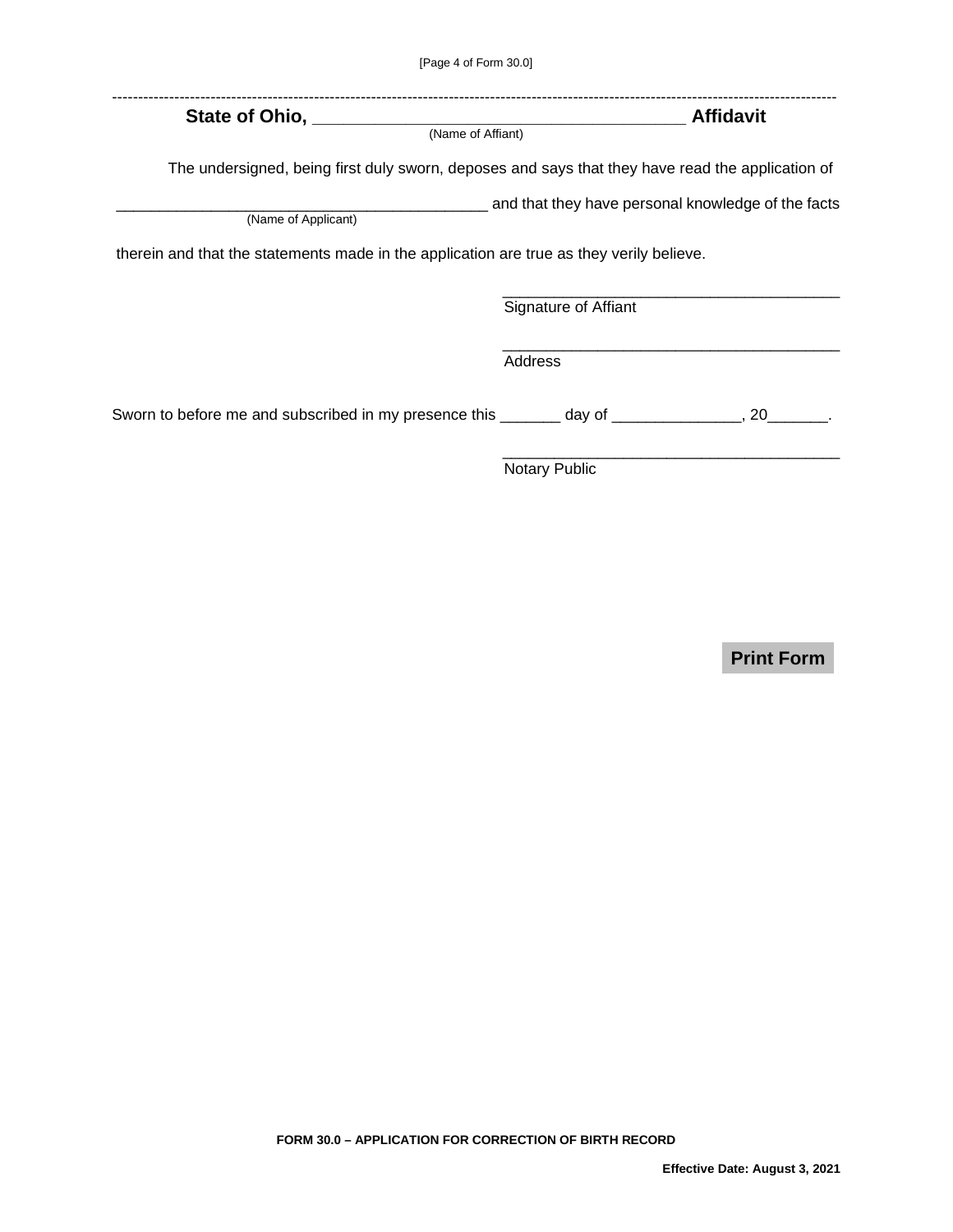**State of Ohio, _________________________________________ Affidavit**
(Name of Affiant)

The undersigned, being first duly sworn, deposes and says that they have read the application of

_________________________________________ and that they have personal knowledge of the facts
(Name of Applicant)

therein and that the statements made in the application are true as they verily believe.

_________________________________________
Signature of Affiant

_________________________________________
Address

Sworn to before me and subscribed in my presence this _______ day of _______________, 20_______.

_________________________________________
Notary Public

**Print Form**

**FORM 30.0 – APPLICATION FOR CORRECTION OF BIRTH RECORD**

**Effective Date: August 3, 2021**